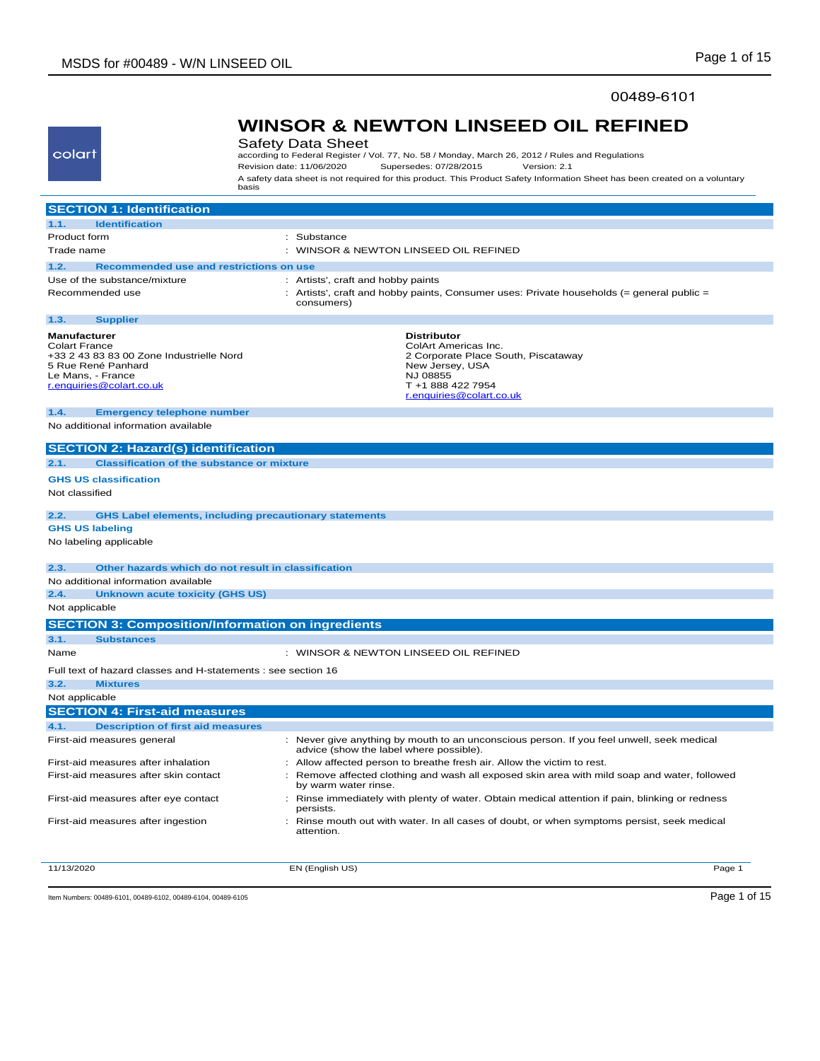00489-6101

# WINSOR & NEWTON LINSEED OIL REFINED

Safety Data Sheet

according to Federal Register / Vol. 77, No. 58 / Monday, March 26, 2012 / Rules and Regulations

Revision date: 11/06/2020 Supersedes: 07/28/2015 Version: 2.1

A safety data sheet is not required for this product. This Product Safety Information Sheet has been created on a voluntary basis

## SECTION 1: Identification

### 1.1. Identification

| | |
|---|---|
| Product form | : Substance |
| Trade name | : WINSOR & NEWTON LINSEED OIL REFINED |

### 1.2. Recommended use and restrictions on use

| | |
|---|---|
| Use of the substance/mixture | : Artists', craft and hobby paints |
| Recommended use | : Artists', craft and hobby paints, Consumer uses: Private households (= general public = consumers) |

### 1.3. Supplier

**Manufacturer**
Colart France
+33 2 43 83 83 00 Zone Industrielle Nord
5 Rue René Panhard
Le Mans, - France
r.enquiries@colart.co.uk

**Distributor**
ColArt Americas Inc.
2 Corporate Place South, Piscataway
New Jersey, USA
NJ 08855
T +1 888 422 7954
r.enquiries@colart.co.uk

### 1.4. Emergency telephone number

No additional information available

## SECTION 2: Hazard(s) identification

### 2.1. Classification of the substance or mixture

**GHS US classification**

Not classified

### 2.2. GHS Label elements, including precautionary statements

**GHS US labeling**

No labeling applicable

### 2.3. Other hazards which do not result in classification

No additional information available

### 2.4. Unknown acute toxicity (GHS US)

Not applicable

## SECTION 3: Composition/Information on ingredients

### 3.1. Substances

| | |
|---|---|
| Name | : WINSOR & NEWTON LINSEED OIL REFINED |

Full text of hazard classes and H-statements : see section 16

### 3.2. Mixtures

Not applicable

## SECTION 4: First-aid measures

### 4.1. Description of first aid measures

| | |
|---|---|
| First-aid measures general | : Never give anything by mouth to an unconscious person. If you feel unwell, seek medical advice (show the label where possible). |
| First-aid measures after inhalation | : Allow affected person to breathe fresh air. Allow the victim to rest. |
| First-aid measures after skin contact | : Remove affected clothing and wash all exposed skin area with mild soap and water, followed by warm water rinse. |
| First-aid measures after eye contact | : Rinse immediately with plenty of water. Obtain medical attention if pain, blinking or redness persists. |
| First-aid measures after ingestion | : Rinse mouth out with water. In all cases of doubt, or when symptoms persist, seek medical attention. |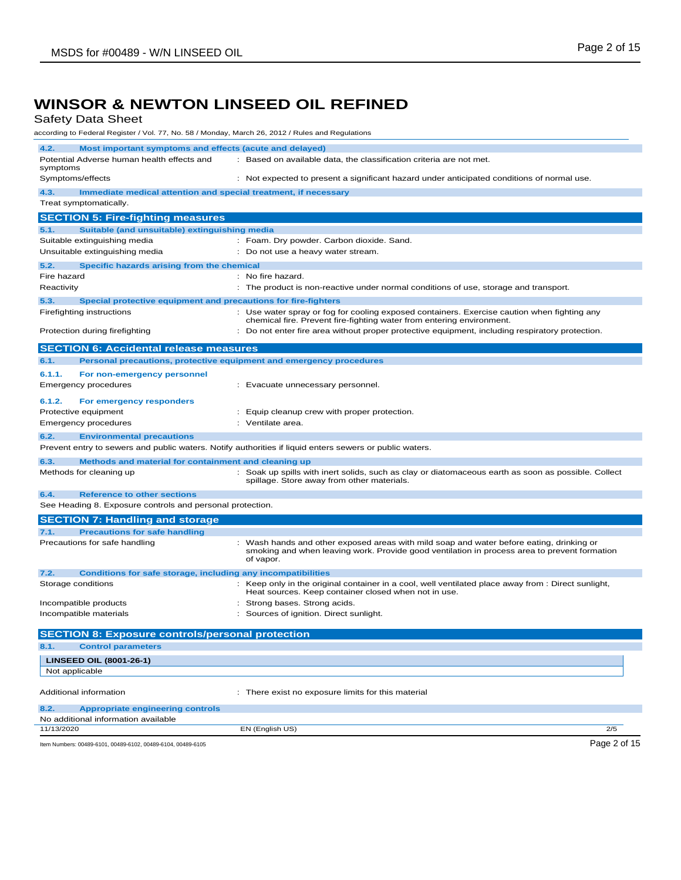# WINSOR & NEWTON LINSEED OIL REFINED

Safety Data Sheet

according to Federal Register / Vol. 77, No. 58 / Monday, March 26, 2012 / Rules and Regulations

### 4.2. Most important symptoms and effects (acute and delayed)

Potential Adverse human health effects and symptoms : Based on available data, the classification criteria are not met.

Symptoms/effects : Not expected to present a significant hazard under anticipated conditions of normal use.

### 4.3. Immediate medical attention and special treatment, if necessary

Treat symptomatically.

## SECTION 5: Fire-fighting measures

### 5.1. Suitable (and unsuitable) extinguishing media

Suitable extinguishing media : Foam. Dry powder. Carbon dioxide. Sand.

Unsuitable extinguishing media : Do not use a heavy water stream.

### 5.2. Specific hazards arising from the chemical

Fire hazard : No fire hazard.

Reactivity : The product is non-reactive under normal conditions of use, storage and transport.

### 5.3. Special protective equipment and precautions for fire-fighters

Firefighting instructions : Use water spray or fog for cooling exposed containers. Exercise caution when fighting any chemical fire. Prevent fire-fighting water from entering environment.

Protection during firefighting : Do not enter fire area without proper protective equipment, including respiratory protection.

## SECTION 6: Accidental release measures

### 6.1. Personal precautions, protective equipment and emergency procedures

#### 6.1.1. For non-emergency personnel

Emergency procedures : Evacuate unnecessary personnel.

#### 6.1.2. For emergency responders

Protective equipment : Equip cleanup crew with proper protection.

Emergency procedures : Ventilate area.

### 6.2. Environmental precautions

Prevent entry to sewers and public waters. Notify authorities if liquid enters sewers or public waters.

### 6.3. Methods and material for containment and cleaning up

Methods for cleaning up : Soak up spills with inert solids, such as clay or diatomaceous earth as soon as possible. Collect spillage. Store away from other materials.

### 6.4. Reference to other sections

See Heading 8. Exposure controls and personal protection.

## SECTION 7: Handling and storage

### 7.1. Precautions for safe handling

Precautions for safe handling : Wash hands and other exposed areas with mild soap and water before eating, drinking or smoking and when leaving work. Provide good ventilation in process area to prevent formation of vapor.

### 7.2. Conditions for safe storage, including any incompatibilities

Storage conditions : Keep only in the original container in a cool, well ventilated place away from : Direct sunlight, Heat sources. Keep container closed when not in use.

Incompatible products : Strong bases. Strong acids.

Incompatible materials : Sources of ignition. Direct sunlight.

## SECTION 8: Exposure controls/personal protection

### 8.1. Control parameters

| LINSEED OIL (8001-26-1) |
|---|
| Not applicable |

Additional information : There exist no exposure limits for this material

### 8.2. Appropriate engineering controls

No additional information available

11/13/2020 EN (English US) 2/5

Item Numbers: 00489-6101, 00489-6102, 00489-6104, 00489-6105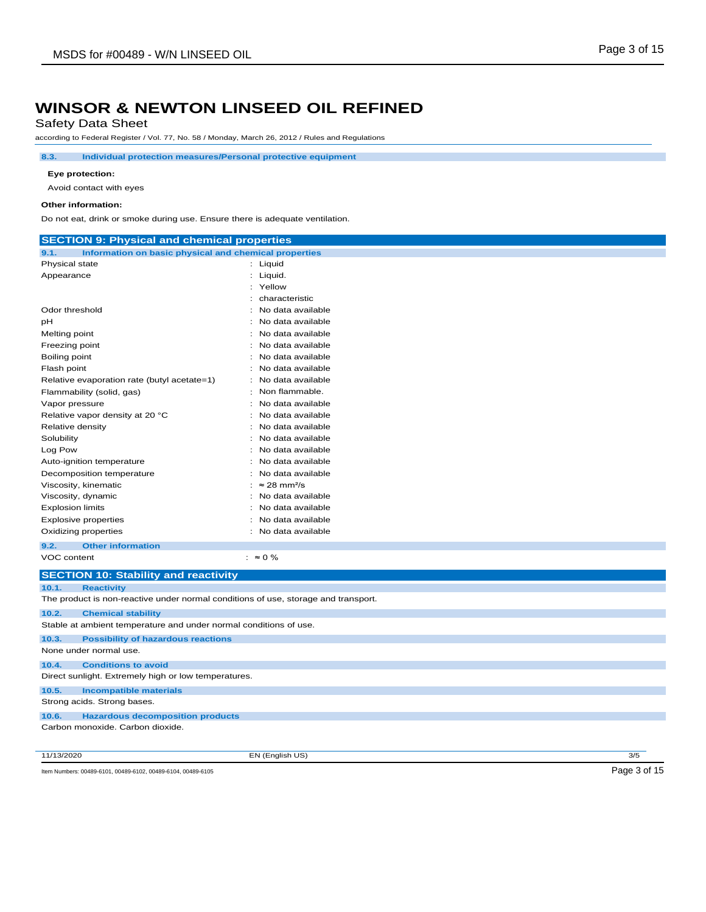# WINSOR & NEWTON LINSEED OIL REFINED

Safety Data Sheet

according to Federal Register / Vol. 77, No. 58 / Monday, March 26, 2012 / Rules and Regulations

### 8.3. Individual protection measures/Personal protective equipment

**Eye protection:**

Avoid contact with eyes

**Other information:**

Do not eat, drink or smoke during use. Ensure there is adequate ventilation.

## SECTION 9: Physical and chemical properties

### 9.1. Information on basic physical and chemical properties

| Property | Value |
|---|---|
| Physical state | : Liquid |
| Appearance | : Liquid. |
| | : Yellow |
| | : characteristic |
| Odor threshold | : No data available |
| pH | : No data available |
| Melting point | : No data available |
| Freezing point | : No data available |
| Boiling point | : No data available |
| Flash point | : No data available |
| Relative evaporation rate (butyl acetate=1) | : No data available |
| Flammability (solid, gas) | : Non flammable. |
| Vapor pressure | : No data available |
| Relative vapor density at 20 °C | : No data available |
| Relative density | : No data available |
| Solubility | : No data available |
| Log Pow | : No data available |
| Auto-ignition temperature | : No data available |
| Decomposition temperature | : No data available |
| Viscosity, kinematic | : ≈ 28 $mm^2/s$ |
| Viscosity, dynamic | : No data available |
| Explosion limits | : No data available |
| Explosive properties | : No data available |
| Oxidizing properties | : No data available |

### 9.2. Other information

| Property | Value |
|---|---|
| VOC content | : ≈ 0 % |

## SECTION 10: Stability and reactivity

### 10.1. Reactivity

The product is non-reactive under normal conditions of use, storage and transport.

### 10.2. Chemical stability

Stable at ambient temperature and under normal conditions of use.

### 10.3. Possibility of hazardous reactions

None under normal use.

### 10.4. Conditions to avoid

Direct sunlight. Extremely high or low temperatures.

### 10.5. Incompatible materials

Strong acids. Strong bases.

### 10.6. Hazardous decomposition products

Carbon monoxide. Carbon dioxide.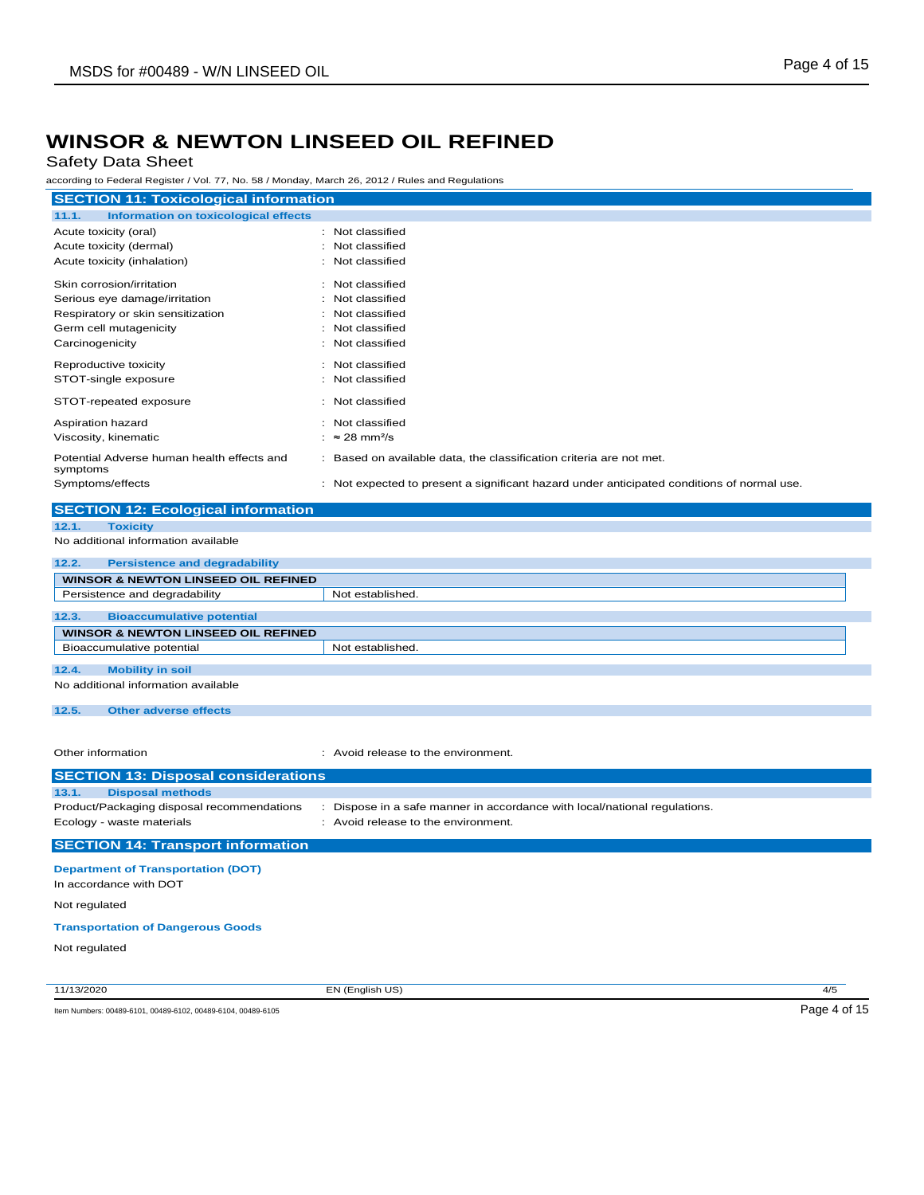# WINSOR & NEWTON LINSEED OIL REFINED

Safety Data Sheet

according to Federal Register / Vol. 77, No. 58 / Monday, March 26, 2012 / Rules and Regulations

## SECTION 11: Toxicological information

### 11.1. Information on toxicological effects

Acute toxicity (oral) : Not classified
Acute toxicity (dermal) : Not classified
Acute toxicity (inhalation) : Not classified

Skin corrosion/irritation : Not classified
Serious eye damage/irritation : Not classified
Respiratory or skin sensitization : Not classified
Germ cell mutagenicity : Not classified
Carcinogenicity : Not classified

Reproductive toxicity : Not classified
STOT-single exposure : Not classified

STOT-repeated exposure : Not classified

Aspiration hazard : Not classified
Viscosity, kinematic : ≈ 28 $mm^2/s$

Potential Adverse human health effects and symptoms : Based on available data, the classification criteria are not met.
Symptoms/effects : Not expected to present a significant hazard under anticipated conditions of normal use.

## SECTION 12: Ecological information

### 12.1. Toxicity

No additional information available

### 12.2. Persistence and degradability

| WINSOR & NEWTON LINSEED OIL REFINED | |
|---|---|
| Persistence and degradability | Not established. |

### 12.3. Bioaccumulative potential

| WINSOR & NEWTON LINSEED OIL REFINED | |
|---|---|
| Bioaccumulative potential | Not established. |

### 12.4. Mobility in soil

No additional information available

### 12.5. Other adverse effects

Other information : Avoid release to the environment.

## SECTION 13: Disposal considerations

### 13.1. Disposal methods

Product/Packaging disposal recommendations : Dispose in a safe manner in accordance with local/national regulations.
Ecology - waste materials : Avoid release to the environment.

## SECTION 14: Transport information

**Department of Transportation (DOT)**

In accordance with DOT

Not regulated

**Transportation of Dangerous Goods**

Not regulated

11/13/2020 EN (English US) 4/5

Item Numbers: 00489-6101, 00489-6102, 00489-6104, 00489-6105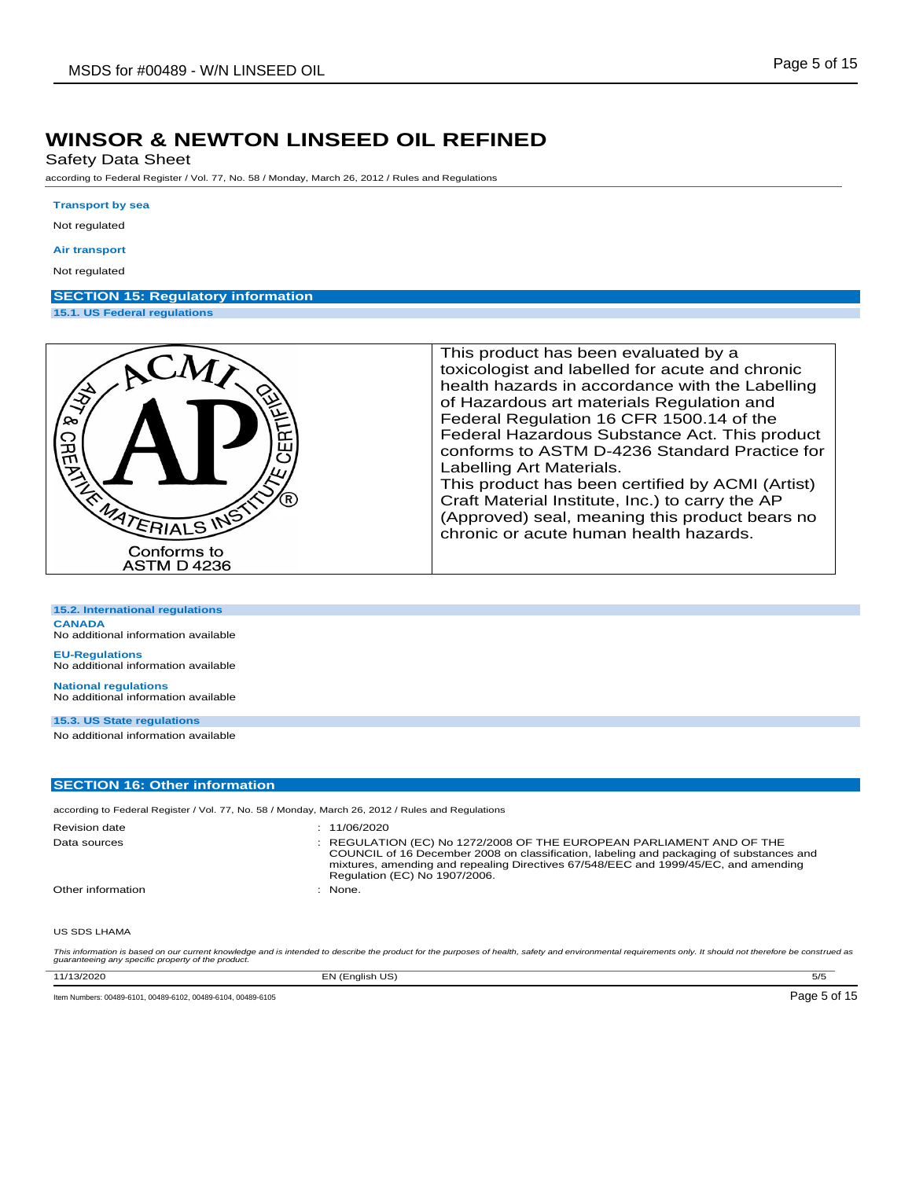# WINSOR & NEWTON LINSEED OIL REFINED

Safety Data Sheet

according to Federal Register / Vol. 77, No. 58 / Monday, March 26, 2012 / Rules and Regulations

**Transport by sea**

Not regulated

**Air transport**

Not regulated

## SECTION 15: Regulatory information

### 15.1. US Federal regulations

| ACMI ART & CREATIVE MATERIALS INSTITUTE CERTIFIED AP<br>Conforms to ASTM D 4236 | This product has been evaluated by a toxicologist and labelled for acute and chronic health hazards in accordance with the Labelling of Hazardous art materials Regulation and Federal Regulation 16 CFR 1500.14 of the Federal Hazardous Substance Act. This product conforms to ASTM D-4236 Standard Practice for Labelling Art Materials.<br>This product has been certified by ACMI (Artist) Craft Material Institute, Inc.) to carry the AP (Approved) seal, meaning this product bears no chronic or acute human health hazards. |
|---|---|

### 15.2. International regulations

**CANADA**

No additional information available

**EU-Regulations**

No additional information available

**National regulations**

No additional information available

### 15.3. US State regulations

No additional information available

## SECTION 16: Other information

according to Federal Register / Vol. 77, No. 58 / Monday, March 26, 2012 / Rules and Regulations

| | |
|---|---|
| Revision date | : 11/06/2020 |
| Data sources | : REGULATION (EC) No 1272/2008 OF THE EUROPEAN PARLIAMENT AND OF THE COUNCIL of 16 December 2008 on classification, labeling and packaging of substances and mixtures, amending and repealing Directives 67/548/EEC and 1999/45/EC, and amending Regulation (EC) No 1907/2006. |
| Other information | : None. |

US SDS LHAMA

*This information is based on our current knowledge and is intended to describe the product for the purposes of health, safety and environmental requirements only. It should not therefore be construed as guaranteeing any specific property of the product.*

11/13/2020 EN (English US) 5/5

Item Numbers: 00489-6101, 00489-6102, 00489-6104, 00489-6105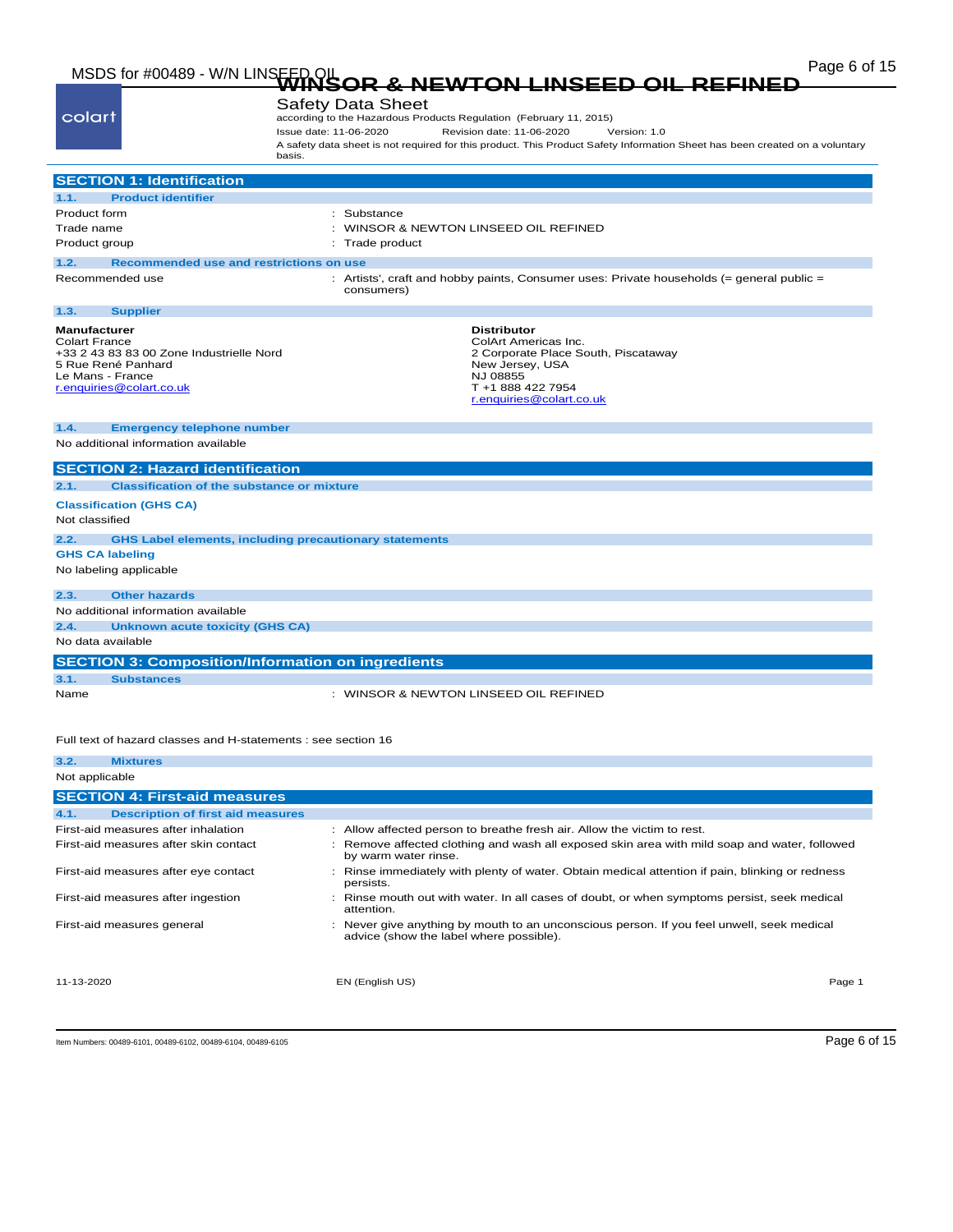# WINSOR & NEWTON LINSEED OIL REFINED

Safety Data Sheet

according to the Hazardous Products Regulation (February 11, 2015)

Issue date: 11-06-2020 Revision date: 11-06-2020 Version: 1.0

A safety data sheet is not required for this product. This Product Safety Information Sheet has been created on a voluntary basis.

## SECTION 1: Identification

### 1.1. Product identifier

| | |
|---|---|
| Product form | : Substance |
| Trade name | : WINSOR & NEWTON LINSEED OIL REFINED |
| Product group | : Trade product |

### 1.2. Recommended use and restrictions on use

| | |
|---|---|
| Recommended use | : Artists', craft and hobby paints, Consumer uses: Private households (= general public = consumers) |

### 1.3. Supplier

**Manufacturer**
Colart France
+33 2 43 83 83 00 Zone Industrielle Nord
5 Rue René Panhard
Le Mans - France
r.enquiries@colart.co.uk

**Distributor**
ColArt Americas Inc.
2 Corporate Place South, Piscataway
New Jersey, USA
NJ 08855
T +1 888 422 7954
r.enquiries@colart.co.uk

### 1.4. Emergency telephone number

No additional information available

## SECTION 2: Hazard identification

### 2.1. Classification of the substance or mixture

**Classification (GHS CA)**

Not classified

### 2.2. GHS Label elements, including precautionary statements

**GHS CA labeling**

No labeling applicable

### 2.3. Other hazards

No additional information available

### 2.4. Unknown acute toxicity (GHS CA)

No data available

## SECTION 3: Composition/Information on ingredients

### 3.1. Substances

| | |
|---|---|
| Name | : WINSOR & NEWTON LINSEED OIL REFINED |

Full text of hazard classes and H-statements : see section 16

### 3.2. Mixtures

Not applicable

## SECTION 4: First-aid measures

### 4.1. Description of first aid measures

| | |
|---|---|
| First-aid measures after inhalation | : Allow affected person to breathe fresh air. Allow the victim to rest. |
| First-aid measures after skin contact | : Remove affected clothing and wash all exposed skin area with mild soap and water, followed by warm water rinse. |
| First-aid measures after eye contact | : Rinse immediately with plenty of water. Obtain medical attention if pain, blinking or redness persists. |
| First-aid measures after ingestion | : Rinse mouth out with water. In all cases of doubt, or when symptoms persist, seek medical attention. |
| First-aid measures general | : Never give anything by mouth to an unconscious person. If you feel unwell, seek medical advice (show the label where possible). |

Item Numbers: 00489-6101, 00489-6102, 00489-6104, 00489-6105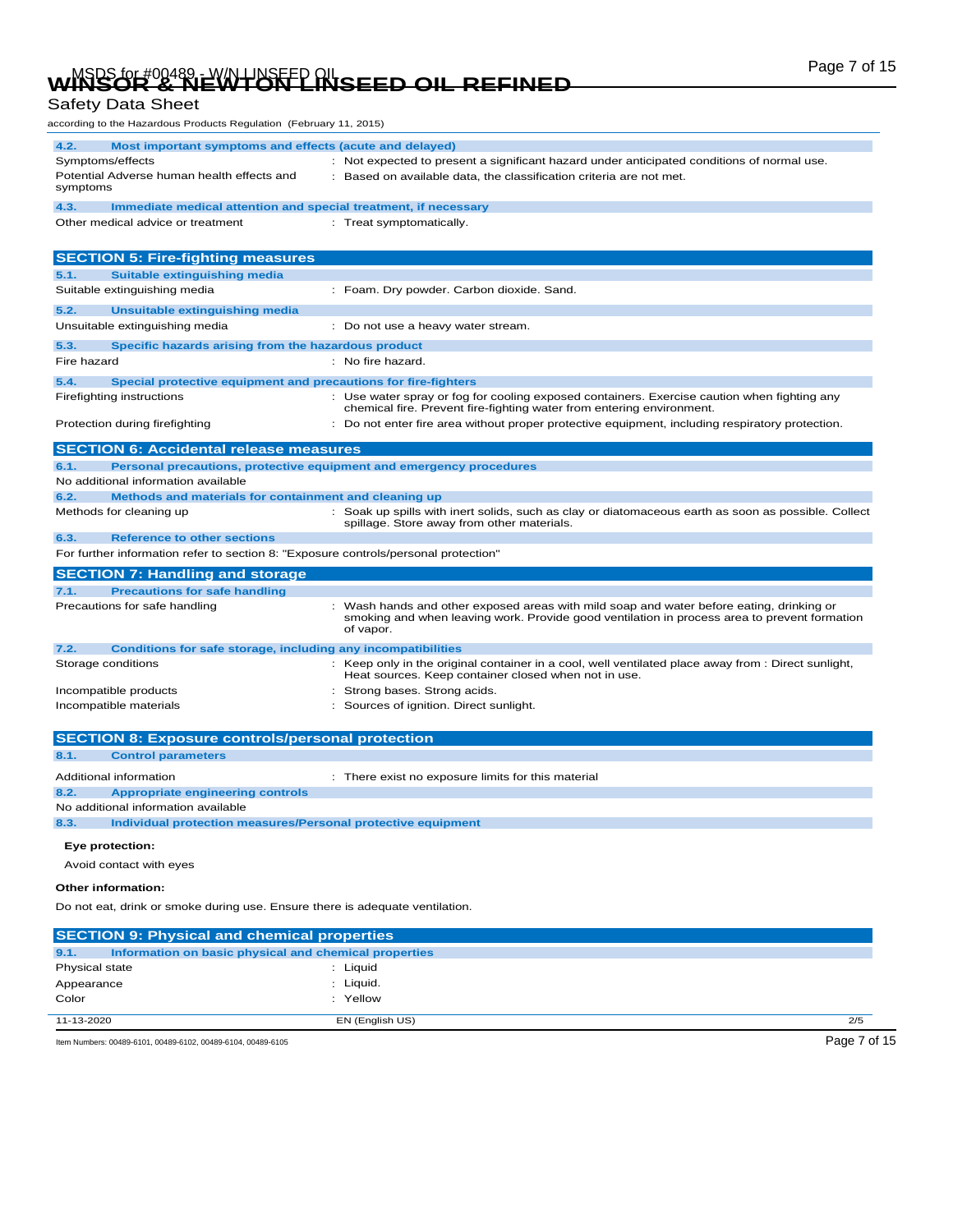### 4.2. Most important symptoms and effects (acute and delayed)

| | |
|---|---|
| Symptoms/effects | : Not expected to present a significant hazard under anticipated conditions of normal use. |
| Potential Adverse human health effects and symptoms | : Based on available data, the classification criteria are not met. |

### 4.3. Immediate medical attention and special treatment, if necessary

| | |
|---|---|
| Other medical advice or treatment | : Treat symptomatically. |

## SECTION 5: Fire-fighting measures

### 5.1. Suitable extinguishing media

| | |
|---|---|
| Suitable extinguishing media | : Foam. Dry powder. Carbon dioxide. Sand. |

### 5.2. Unsuitable extinguishing media

| | |
|---|---|
| Unsuitable extinguishing media | : Do not use a heavy water stream. |

### 5.3. Specific hazards arising from the hazardous product

| | |
|---|---|
| Fire hazard | : No fire hazard. |

### 5.4. Special protective equipment and precautions for fire-fighters

| | |
|---|---|
| Firefighting instructions | : Use water spray or fog for cooling exposed containers. Exercise caution when fighting any chemical fire. Prevent fire-fighting water from entering environment. |
| Protection during firefighting | : Do not enter fire area without proper protective equipment, including respiratory protection. |

## SECTION 6: Accidental release measures

### 6.1. Personal precautions, protective equipment and emergency procedures

No additional information available

### 6.2. Methods and materials for containment and cleaning up

| | |
|---|---|
| Methods for cleaning up | : Soak up spills with inert solids, such as clay or diatomaceous earth as soon as possible. Collect spillage. Store away from other materials. |

### 6.3. Reference to other sections

For further information refer to section 8: "Exposure controls/personal protection"

## SECTION 7: Handling and storage

### 7.1. Precautions for safe handling

| | |
|---|---|
| Precautions for safe handling | : Wash hands and other exposed areas with mild soap and water before eating, drinking or smoking and when leaving work. Provide good ventilation in process area to prevent formation of vapor. |

### 7.2. Conditions for safe storage, including any incompatibilities

| | |
|---|---|
| Storage conditions | : Keep only in the original container in a cool, well ventilated place away from : Direct sunlight, Heat sources. Keep container closed when not in use. |
| Incompatible products | : Strong bases. Strong acids. |
| Incompatible materials | : Sources of ignition. Direct sunlight. |

## SECTION 8: Exposure controls/personal protection

### 8.1. Control parameters

| | |
|---|---|
| Additional information | : There exist no exposure limits for this material |

### 8.2. Appropriate engineering controls

No additional information available

### 8.3. Individual protection measures/Personal protective equipment

**Eye protection:**

Avoid contact with eyes

**Other information:**

Do not eat, drink or smoke during use. Ensure there is adequate ventilation.

## SECTION 9: Physical and chemical properties

### 9.1. Information on basic physical and chemical properties

| | |
|---|---|
| Physical state | : Liquid |
| Appearance | : Liquid. |
| Color | : Yellow |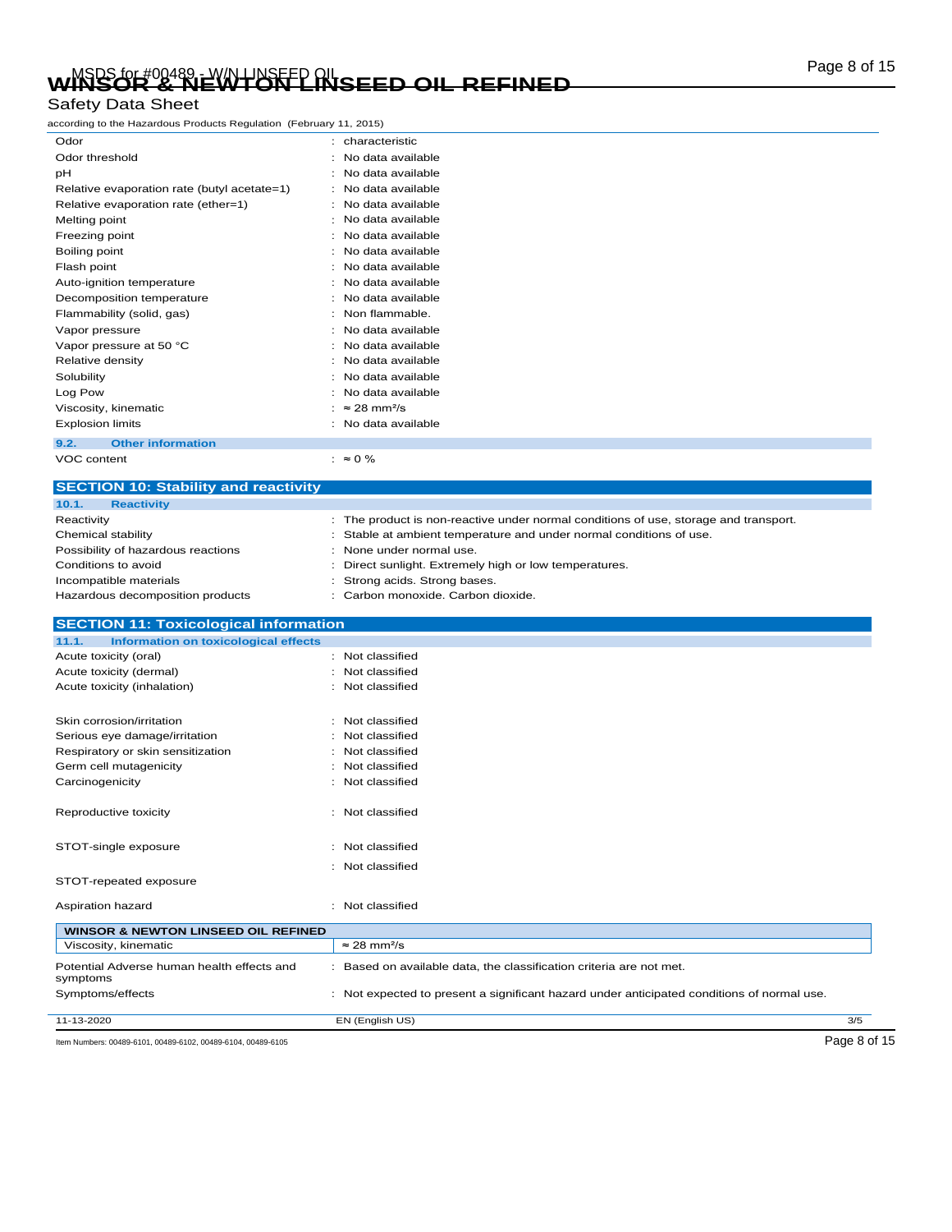| | |
|---|---|
| Odor | : characteristic |
| Odor threshold | : No data available |
| pH | : No data available |
| Relative evaporation rate (butyl acetate=1) | : No data available |
| Relative evaporation rate (ether=1) | : No data available |
| Melting point | : No data available |
| Freezing point | : No data available |
| Boiling point | : No data available |
| Flash point | : No data available |
| Auto-ignition temperature | : No data available |
| Decomposition temperature | : No data available |
| Flammability (solid, gas) | : Non flammable. |
| Vapor pressure | : No data available |
| Vapor pressure at 50 °C | : No data available |
| Relative density | : No data available |
| Solubility | : No data available |
| Log Pow | : No data available |
| Viscosity, kinematic | : ≈ 28 mm²/s |
| Explosion limits | : No data available |

### 9.2. Other information

| | |
|---|---|
| VOC content | : ≈ 0 % |

## SECTION 10: Stability and reactivity

### 10.1. Reactivity

| | |
|---|---|
| Reactivity | : The product is non-reactive under normal conditions of use, storage and transport. |
| Chemical stability | : Stable at ambient temperature and under normal conditions of use. |
| Possibility of hazardous reactions | : None under normal use. |
| Conditions to avoid | : Direct sunlight. Extremely high or low temperatures. |
| Incompatible materials | : Strong acids. Strong bases. |
| Hazardous decomposition products | : Carbon monoxide. Carbon dioxide. |

## SECTION 11: Toxicological information

### 11.1. Information on toxicological effects

| | |
|---|---|
| Acute toxicity (oral) | : Not classified |
| Acute toxicity (dermal) | : Not classified |
| Acute toxicity (inhalation) | : Not classified |
| Skin corrosion/irritation | : Not classified |
| Serious eye damage/irritation | : Not classified |
| Respiratory or skin sensitization | : Not classified |
| Germ cell mutagenicity | : Not classified |
| Carcinogenicity | : Not classified |
| Reproductive toxicity | : Not classified |
| STOT-single exposure | : Not classified |
| STOT-repeated exposure | : Not classified |
| Aspiration hazard | : Not classified |

| WINSOR & NEWTON LINSEED OIL REFINED | |
|---|---|
| Viscosity, kinematic | ≈ 28 mm²/s |

| | |
|---|---|
| Potential Adverse human health effects and symptoms | : Based on available data, the classification criteria are not met. |
| Symptoms/effects | : Not expected to present a significant hazard under anticipated conditions of normal use. |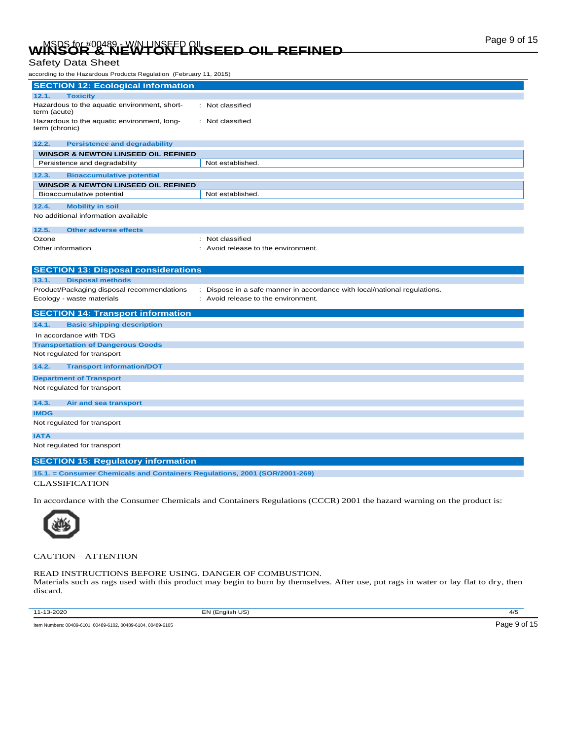## SECTION 12: Ecological information

### 12.1. Toxicity

Hazardous to the aquatic environment, short-term (acute) : Not classified

Hazardous to the aquatic environment, long-term (chronic) : Not classified

### 12.2. Persistence and degradability

| WINSOR & NEWTON LINSEED OIL REFINED | |
|---|---|
| Persistence and degradability | Not established. |

### 12.3. Bioaccumulative potential

| WINSOR & NEWTON LINSEED OIL REFINED | |
|---|---|
| Bioaccumulative potential | Not established. |

### 12.4. Mobility in soil

No additional information available

### 12.5. Other adverse effects

Ozone : Not classified

Other information : Avoid release to the environment.

## SECTION 13: Disposal considerations

### 13.1. Disposal methods

Product/Packaging disposal recommendations : Dispose in a safe manner in accordance with local/national regulations.

Ecology - waste materials : Avoid release to the environment.

## SECTION 14: Transport information

### 14.1. Basic shipping description

In accordance with TDG

**Transportation of Dangerous Goods**

Not regulated for transport

### 14.2. Transport information/DOT

**Department of Transport**

Not regulated for transport

### 14.3. Air and sea transport

**IMDG**

Not regulated for transport

**IATA**

Not regulated for transport

## SECTION 15: Regulatory information

### 15.1. = Consumer Chemicals and Containers Regulations, 2001 (SOR/2001-269)

CLASSIFICATION

In accordance with the Consumer Chemicals and Containers Regulations (CCCR) 2001 the hazard warning on the product is:

CAUTION – ATTENTION

READ INSTRUCTIONS BEFORE USING. DANGER OF COMBUSTION.
Materials such as rags used with this product may begin to burn by themselves. After use, put rags in water or lay flat to dry, then discard.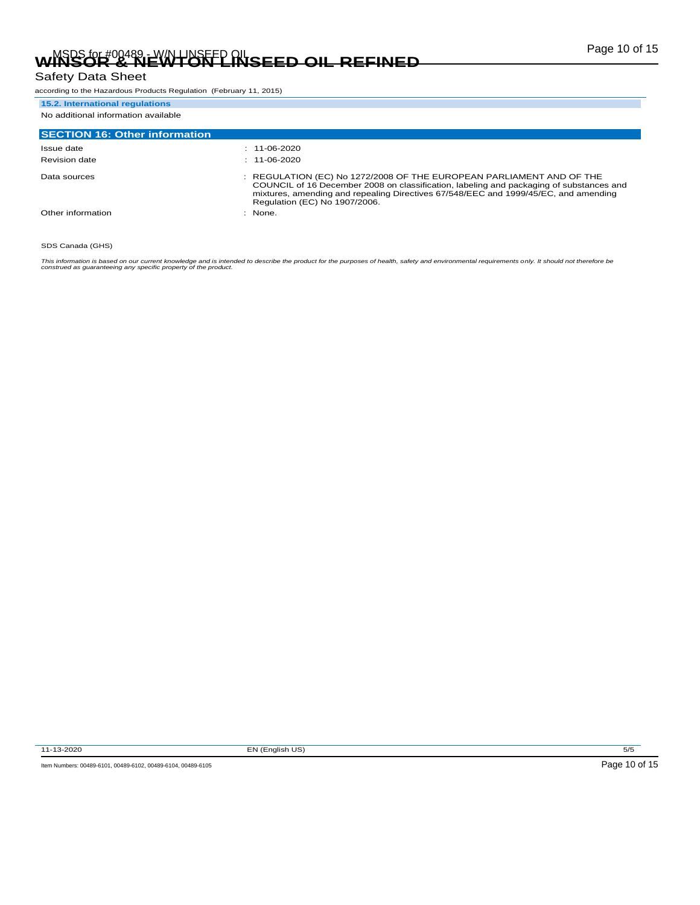### 15.2. International regulations

No additional information available

## SECTION 16: Other information

| | |
|---|---|
| Issue date | : 11-06-2020 |
| Revision date | : 11-06-2020 |
| Data sources | : REGULATION (EC) No 1272/2008 OF THE EUROPEAN PARLIAMENT AND OF THE COUNCIL of 16 December 2008 on classification, labeling and packaging of substances and mixtures, amending and repealing Directives 67/548/EEC and 1999/45/EC, and amending Regulation (EC) No 1907/2006. |
| Other information | : None. |

SDS Canada (GHS)

*This information is based on our current knowledge and is intended to describe the product for the purposes of health, safety and environmental requirements only. It should not therefore be construed as guaranteeing any specific property of the product.*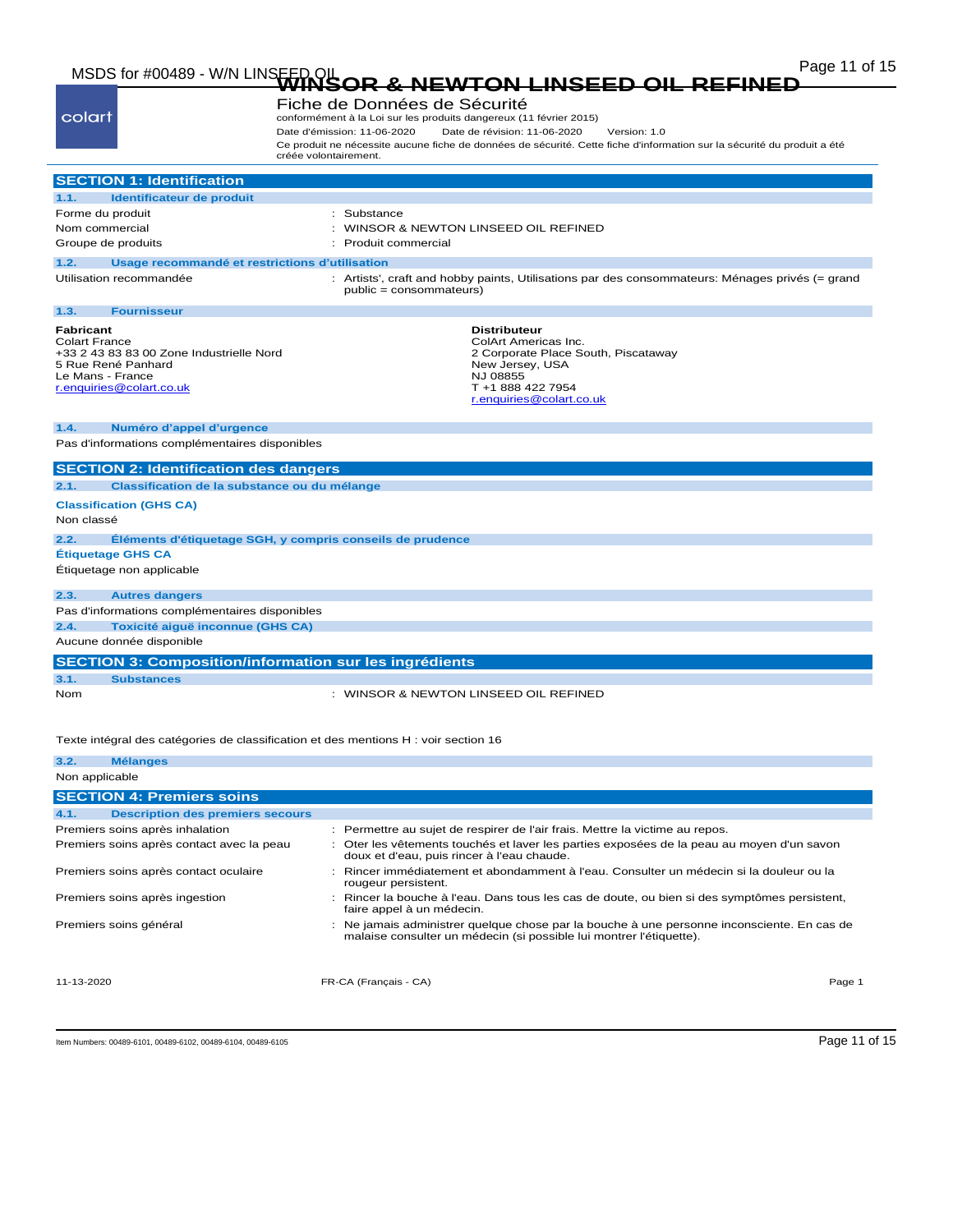# WINSOR & NEWTON LINSEED OIL REFINED

## Fiche de Données de Sécurité

conformément à la Loi sur les produits dangereux (11 février 2015)

Date d'émission: 11-06-2020 Date de révision: 11-06-2020 Version: 1.0

Ce produit ne nécessite aucune fiche de données de sécurité. Cette fiche d'information sur la sécurité du produit a été créée volontairement.

## SECTION 1: Identification

### 1.1. Identificateur de produit

| | |
|---|---|
| Forme du produit | : Substance |
| Nom commercial | : WINSOR & NEWTON LINSEED OIL REFINED |
| Groupe de produits | : Produit commercial |

### 1.2. Usage recommandé et restrictions d'utilisation

| | |
|---|---|
| Utilisation recommandée | : Artists', craft and hobby paints, Utilisations par des consommateurs: Ménages privés (= grand public = consommateurs) |

### 1.3. Fournisseur

**Fabricant**
Colart France
+33 2 43 83 83 00 Zone Industrielle Nord
5 Rue René Panhard
Le Mans - France
r.enquiries@colart.co.uk

**Distributeur**
ColArt Americas Inc.
2 Corporate Place South, Piscataway
New Jersey, USA
NJ 08855
T +1 888 422 7954
r.enquiries@colart.co.uk

### 1.4. Numéro d'appel d'urgence

Pas d'informations complémentaires disponibles

## SECTION 2: Identification des dangers

### 2.1. Classification de la substance ou du mélange

**Classification (GHS CA)**

Non classé

### 2.2. Éléments d'étiquetage SGH, y compris conseils de prudence

**Étiquetage GHS CA**

Étiquetage non applicable

### 2.3. Autres dangers

Pas d'informations complémentaires disponibles

### 2.4. Toxicité aiguë inconnue (GHS CA)

Aucune donnée disponible

## SECTION 3: Composition/information sur les ingrédients

### 3.1. Substances

| | |
|---|---|
| Nom | : WINSOR & NEWTON LINSEED OIL REFINED |

Texte intégral des catégories de classification et des mentions H : voir section 16

### 3.2. Mélanges

Non applicable

## SECTION 4: Premiers soins

### 4.1. Description des premiers secours

| | |
|---|---|
| Premiers soins après inhalation | : Permettre au sujet de respirer de l'air frais. Mettre la victime au repos. |
| Premiers soins après contact avec la peau | : Oter les vêtements touchés et laver les parties exposées de la peau au moyen d'un savon doux et d'eau, puis rincer à l'eau chaude. |
| Premiers soins après contact oculaire | : Rincer immédiatement et abondamment à l'eau. Consulter un médecin si la douleur ou la rougeur persistent. |
| Premiers soins après ingestion | : Rincer la bouche à l'eau. Dans tous les cas de doute, ou bien si des symptômes persistent, faire appel à un médecin. |
| Premiers soins général | : Ne jamais administrer quelque chose par la bouche à une personne inconsciente. En cas de malaise consulter un médecin (si possible lui montrer l'étiquette). |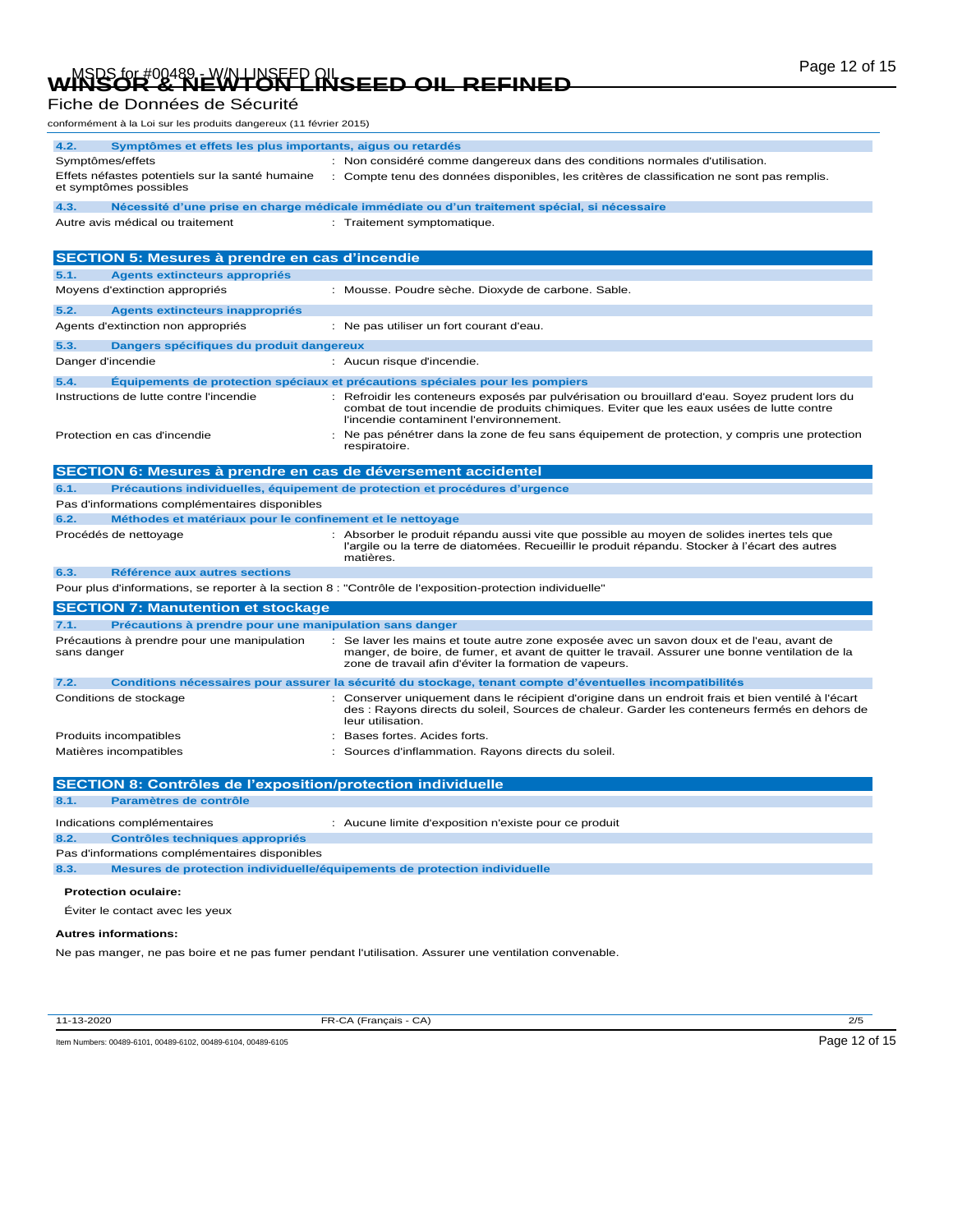#### 4.2. Symptômes et effets les plus importants, aigus ou retardés

| | |
|---|---|
| Symptômes/effets | : Non considéré comme dangereux dans des conditions normales d'utilisation. |
| Effets néfastes potentiels sur la santé humaine et symptômes possibles | : Compte tenu des données disponibles, les critères de classification ne sont pas remplis. |

#### 4.3. Nécessité d'une prise en charge médicale immédiate ou d'un traitement spécial, si nécessaire

| | |
|---|---|
| Autre avis médical ou traitement | : Traitement symptomatique. |

## SECTION 5: Mesures à prendre en cas d'incendie

#### 5.1. Agents extincteurs appropriés

| | |
|---|---|
| Moyens d'extinction appropriés | : Mousse. Poudre sèche. Dioxyde de carbone. Sable. |

#### 5.2. Agents extincteurs inappropriés

| | |
|---|---|
| Agents d'extinction non appropriés | : Ne pas utiliser un fort courant d'eau. |

#### 5.3. Dangers spécifiques du produit dangereux

| | |
|---|---|
| Danger d'incendie | : Aucun risque d'incendie. |

#### 5.4. Équipements de protection spéciaux et précautions spéciales pour les pompiers

| | |
|---|---|
| Instructions de lutte contre l'incendie | : Refroidir les conteneurs exposés par pulvérisation ou brouillard d'eau. Soyez prudent lors du combat de tout incendie de produits chimiques. Eviter que les eaux usées de lutte contre l'incendie contaminent l'environnement. |
| Protection en cas d'incendie | : Ne pas pénétrer dans la zone de feu sans équipement de protection, y compris une protection respiratoire. |

## SECTION 6: Mesures à prendre en cas de déversement accidentel

#### 6.1. Précautions individuelles, équipement de protection et procédures d'urgence

Pas d'informations complémentaires disponibles

#### 6.2. Méthodes et matériaux pour le confinement et le nettoyage

| | |
|---|---|
| Procédés de nettoyage | : Absorber le produit répandu aussi vite que possible au moyen de solides inertes tels que l'argile ou la terre de diatomées. Recueillir le produit répandu. Stocker à l'écart des autres matières. |

#### 6.3. Référence aux autres sections

Pour plus d'informations, se reporter à la section 8 : "Contrôle de l'exposition-protection individuelle"

## SECTION 7: Manutention et stockage

#### 7.1. Précautions à prendre pour une manipulation sans danger

| | |
|---|---|
| Précautions à prendre pour une manipulation sans danger | : Se laver les mains et toute autre zone exposée avec un savon doux et de l'eau, avant de manger, de boire, de fumer, et avant de quitter le travail. Assurer une bonne ventilation de la zone de travail afin d'éviter la formation de vapeurs. |

#### 7.2. Conditions nécessaires pour assurer la sécurité du stockage, tenant compte d'éventuelles incompatibilités

| | |
|---|---|
| Conditions de stockage | : Conserver uniquement dans le récipient d'origine dans un endroit frais et bien ventilé à l'écart des : Rayons directs du soleil, Sources de chaleur. Garder les conteneurs fermés en dehors de leur utilisation. |
| Produits incompatibles | : Bases fortes. Acides forts. |
| Matières incompatibles | : Sources d'inflammation. Rayons directs du soleil. |

## SECTION 8: Contrôles de l'exposition/protection individuelle

#### 8.1. Paramètres de contrôle

| | |
|---|---|
| Indications complémentaires | : Aucune limite d'exposition n'existe pour ce produit |

#### 8.2. Contrôles techniques appropriés

Pas d'informations complémentaires disponibles

#### 8.3. Mesures de protection individuelle/équipements de protection individuelle

**Protection oculaire:**

Éviter le contact avec les yeux

**Autres informations:**

Ne pas manger, ne pas boire et ne pas fumer pendant l'utilisation. Assurer une ventilation convenable.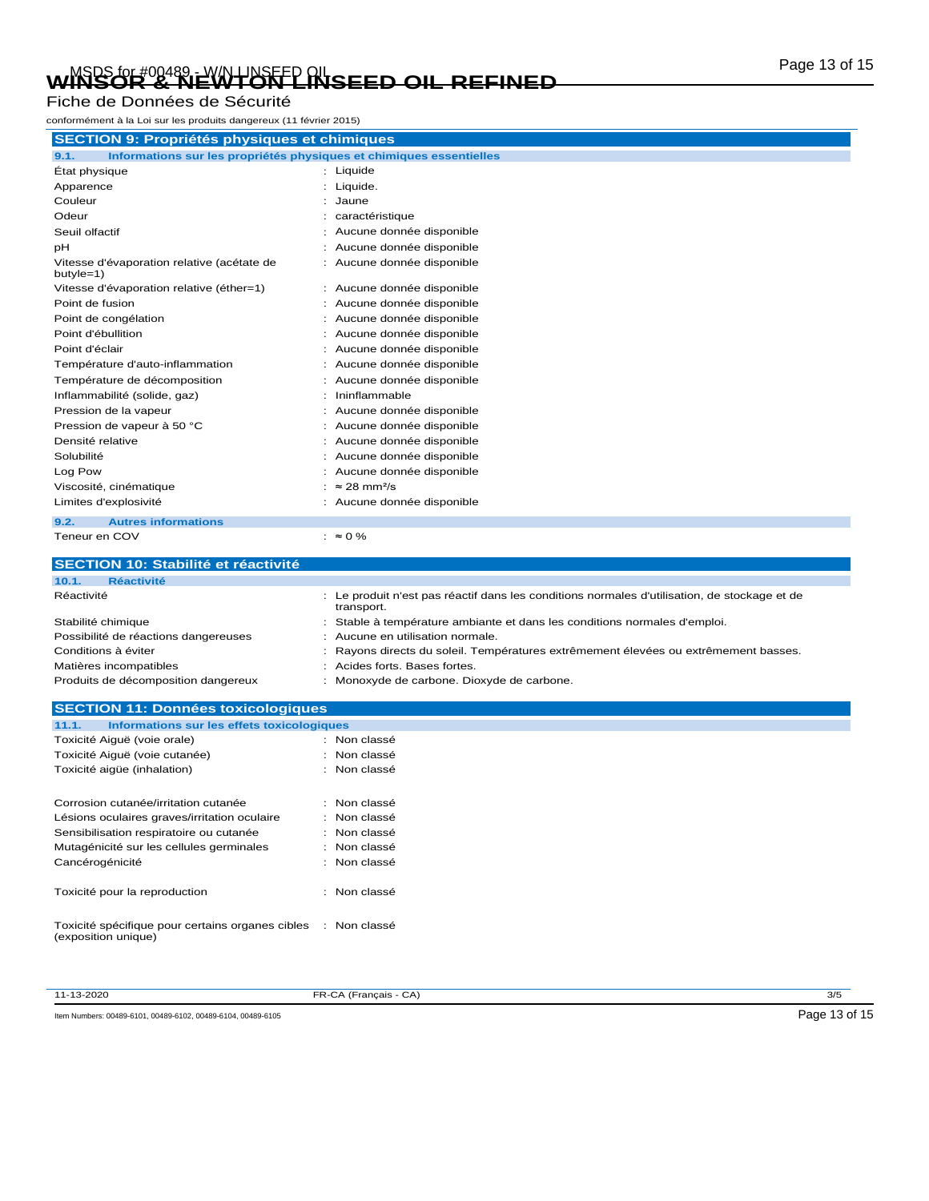# WINSOR & NEWTON LINSEED OIL REFINED

Fiche de Données de Sécurité

conformément à la Loi sur les produits dangereux (11 février 2015)

## SECTION 9: Propriétés physiques et chimiques

### 9.1. Informations sur les propriétés physiques et chimiques essentielles

| | |
|---|---|
| État physique | : Liquide |
| Apparence | : Liquide. |
| Couleur | : Jaune |
| Odeur | : caractéristique |
| Seuil olfactif | : Aucune donnée disponible |
| pH | : Aucune donnée disponible |
| Vitesse d'évaporation relative (acétate de butyle=1) | : Aucune donnée disponible |
| Vitesse d'évaporation relative (éther=1) | : Aucune donnée disponible |
| Point de fusion | : Aucune donnée disponible |
| Point de congélation | : Aucune donnée disponible |
| Point d'ébullition | : Aucune donnée disponible |
| Point d'éclair | : Aucune donnée disponible |
| Température d'auto-inflammation | : Aucune donnée disponible |
| Température de décomposition | : Aucune donnée disponible |
| Inflammabilité (solide, gaz) | : Ininflammable |
| Pression de la vapeur | : Aucune donnée disponible |
| Pression de vapeur à 50 °C | : Aucune donnée disponible |
| Densité relative | : Aucune donnée disponible |
| Solubilité | : Aucune donnée disponible |
| Log Pow | : Aucune donnée disponible |
| Viscosité, cinématique | : ≈ 28 $mm^2/s$ |
| Limites d'explosivité | : Aucune donnée disponible |

### 9.2. Autres informations

| | |
|---|---|
| Teneur en COV | : ≈ 0 % |

## SECTION 10: Stabilité et réactivité

### 10.1. Réactivité

| | |
|---|---|
| Réactivité | : Le produit n'est pas réactif dans les conditions normales d'utilisation, de stockage et de transport. |
| Stabilité chimique | : Stable à température ambiante et dans les conditions normales d'emploi. |
| Possibilité de réactions dangereuses | : Aucune en utilisation normale. |
| Conditions à éviter | : Rayons directs du soleil. Températures extrêmement élevées ou extrêmement basses. |
| Matières incompatibles | : Acides forts. Bases fortes. |
| Produits de décomposition dangereux | : Monoxyde de carbone. Dioxyde de carbone. |

## SECTION 11: Données toxicologiques

### 11.1. Informations sur les effets toxicologiques

| | |
|---|---|
| Toxicité Aiguë (voie orale) | : Non classé |
| Toxicité Aiguë (voie cutanée) | : Non classé |
| Toxicité aigüe (inhalation) | : Non classé |
| Corrosion cutanée/irritation cutanée | : Non classé |
| Lésions oculaires graves/irritation oculaire | : Non classé |
| Sensibilisation respiratoire ou cutanée | : Non classé |
| Mutagénicité sur les cellules germinales | : Non classé |
| Cancérogénicité | : Non classé |
| Toxicité pour la reproduction | : Non classé |
| Toxicité spécifique pour certains organes cibles (exposition unique) | : Non classé |

11-13-2020 FR-CA (Français - CA) 3/5

Item Numbers: 00489-6101, 00489-6102, 00489-6104, 00489-6105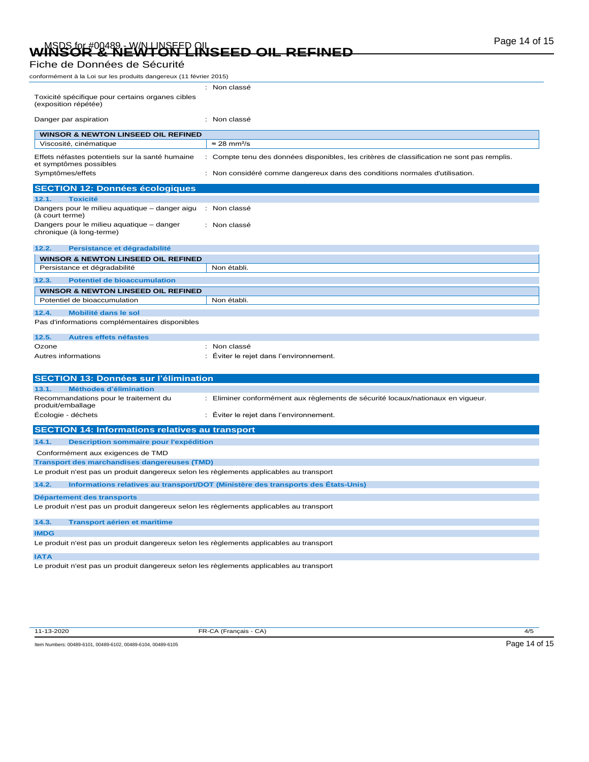| | |
|---|---|
| Toxicité spécifique pour certains organes cibles (exposition répétée) | : Non classé |
| Danger par aspiration | : Non classé |

| WINSOR & NEWTON LINSEED OIL REFINED | |
|---|---|
| Viscosité, cinématique | ≈ 28 mm²/s |

| | |
|---|---|
| Effets néfastes potentiels sur la santé humaine et symptômes possibles | : Compte tenu des données disponibles, les critères de classification ne sont pas remplis. |
| Symptômes/effets | : Non considéré comme dangereux dans des conditions normales d'utilisation. |

## SECTION 12: Données écologiques

### 12.1. Toxicité

| | |
|---|---|
| Dangers pour le milieu aquatique – danger aigu (à court terme) | : Non classé |
| Dangers pour le milieu aquatique – danger chronique (à long-terme) | : Non classé |

### 12.2. Persistance et dégradabilité

| WINSOR & NEWTON LINSEED OIL REFINED | |
|---|---|
| Persistance et dégradabilité | Non établi. |

### 12.3. Potentiel de bioaccumulation

| WINSOR & NEWTON LINSEED OIL REFINED | |
|---|---|
| Potentiel de bioaccumulation | Non établi. |

### 12.4. Mobilité dans le sol

Pas d'informations complémentaires disponibles

### 12.5. Autres effets néfastes

| | |
|---|---|
| Ozone | : Non classé |
| Autres informations | : Éviter le rejet dans l'environnement. |

## SECTION 13: Données sur l'élimination

### 13.1. Méthodes d'élimination

| | |
|---|---|
| Recommandations pour le traitement du produit/emballage | : Eliminer conformément aux règlements de sécurité locaux/nationaux en vigueur. |
| Écologie - déchets | : Éviter le rejet dans l'environnement. |

## SECTION 14: Informations relatives au transport

### 14.1. Description sommaire pour l'expédition

Conformément aux exigences de TMD

**Transport des marchandises dangereuses (TMD)**

Le produit n'est pas un produit dangereux selon les règlements applicables au transport

### 14.2. Informations relatives au transport/DOT (Ministère des transports des États-Unis)

**Département des transports**

Le produit n'est pas un produit dangereux selon les règlements applicables au transport

### 14.3. Transport aérien et maritime

**IMDG**

Le produit n'est pas un produit dangereux selon les règlements applicables au transport

**IATA**

Le produit n'est pas un produit dangereux selon les règlements applicables au transport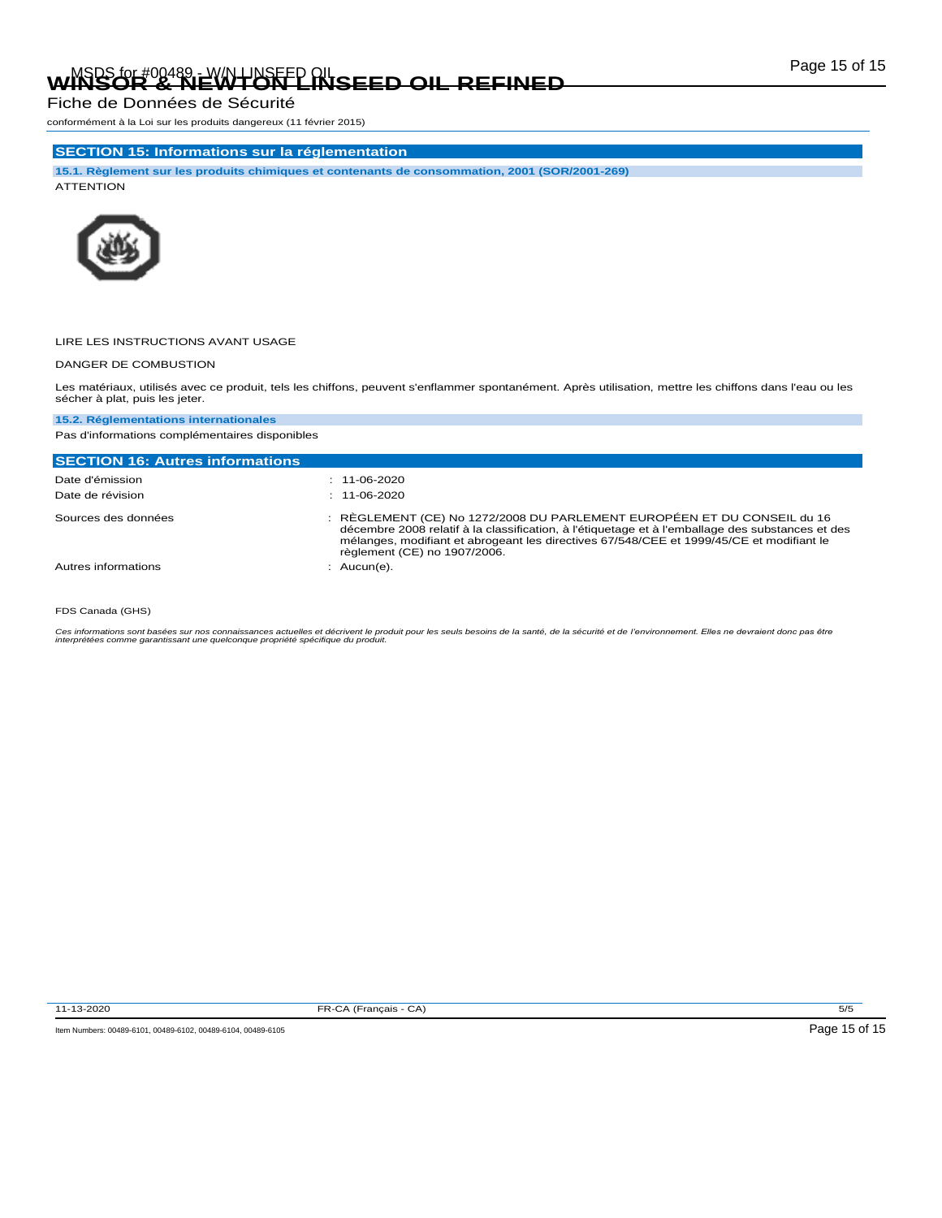Fiche de Données de Sécurité

conformément à la Loi sur les produits dangereux (11 février 2015)

## SECTION 15: Informations sur la réglementation

### 15.1. Règlement sur les produits chimiques et contenants de consommation, 2001 (SOR/2001-269)

ATTENTION

LIRE LES INSTRUCTIONS AVANT USAGE

DANGER DE COMBUSTION

Les matériaux, utilisés avec ce produit, tels les chiffons, peuvent s'enflammer spontanément. Après utilisation, mettre les chiffons dans l'eau ou les sécher à plat, puis les jeter.

### 15.2. Réglementations internationales

Pas d'informations complémentaires disponibles

## SECTION 16: Autres informations

| | |
|---|---|
| Date d'émission | : 11-06-2020 |
| Date de révision | : 11-06-2020 |
| Sources des données | : RÈGLEMENT (CE) No 1272/2008 DU PARLEMENT EUROPÉEN ET DU CONSEIL du 16 décembre 2008 relatif à la classification, à l'étiquetage et à l'emballage des substances et des mélanges, modifiant et abrogeant les directives 67/548/CEE et 1999/45/CE et modifiant le règlement (CE) no 1907/2006. |
| Autres informations | : Aucun(e). |

FDS Canada (GHS)

*Ces informations sont basées sur nos connaissances actuelles et décrivent le produit pour les seuls besoins de la santé, de la sécurité et de l'environnement. Elles ne devraient donc pas être interprétées comme garantissant une quelconque propriété spécifique du produit.*